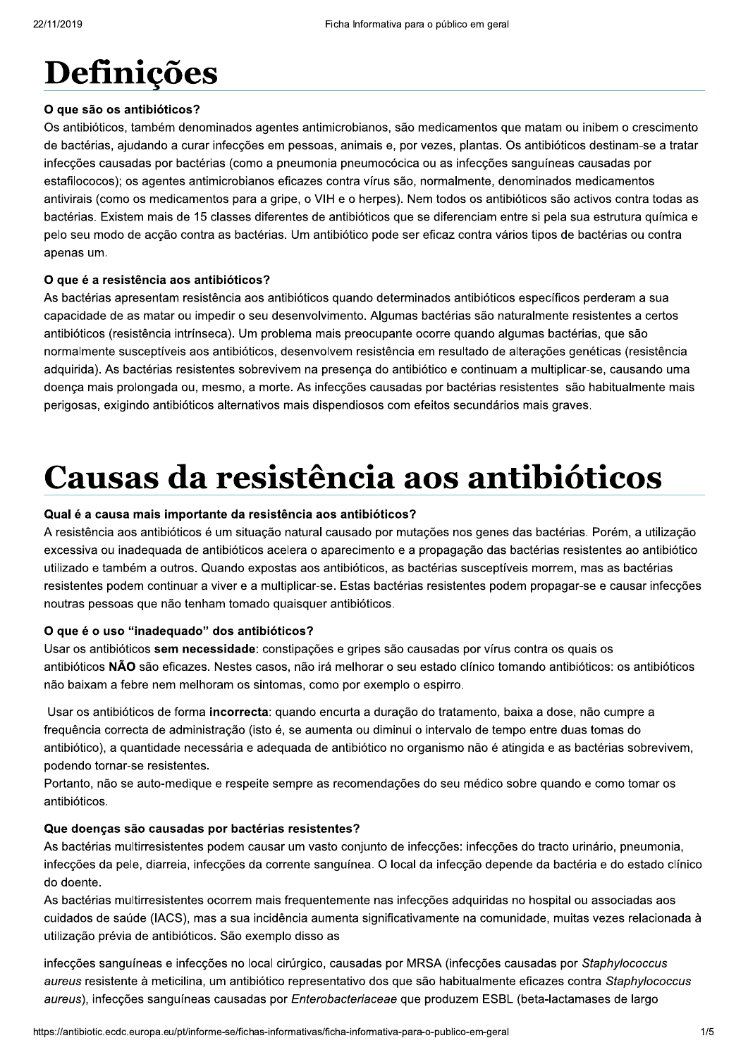# Definições

### O que são os antibióticos?

Os antibióticos, também denominados agentes antimicrobianos, são medicamentos que matam ou inibem o crescimento de bactérias, ajudando a curar infecções em pessoas, animais e, por vezes, plantas. Os antibióticos destinam-se a tratar infecções causadas por bactérias (como a pneumonia pneumocócica ou as infecções sanguíneas causadas por estafilococos); os agentes antimicrobianos eficazes contra vírus são, normalmente, denominados medicamentos antivirais (como os medicamentos para a gripe, o VIH e o herpes). Nem todos os antibióticos são activos contra todas as bactérias. Existem mais de 15 classes diferentes de antibióticos que se diferenciam entre si pela sua estrutura química e pelo seu modo de acção contra as bactérias. Um antibiótico pode ser eficaz contra vários tipos de bactérias ou contra apenas um.

### O que é a resistência aos antibióticos?

As bactérias apresentam resistência aos antibióticos quando determinados antibióticos específicos perderam a sua capacidade de as matar ou impedir o seu desenvolvimento. Algumas bactérias são naturalmente resistentes a certos antibióticos (resistência intrínseca). Um problema mais preocupante ocorre quando algumas bactérias, que são normalmente susceptíveis aos antibióticos, desenvolvem resistência em resultado de alterações genéticas (resistência adquirida). As bactérias resistentes sobrevivem na presença do antibiótico e continuam a multiplicar-se, causando uma doença mais prolongada ou, mesmo, a morte. As infecções causadas por bactérias resistentes são habitualmente mais perigosas, exigindo antibióticos alternativos mais dispendiosos com efeitos secundários mais graves.

# Causas da resistência aos antibióticos

### Qual é a causa mais importante da resistência aos antibióticos?

A resistência aos antibióticos é um situação natural causado por mutações nos genes das bactérias. Porém, a utilização excessiva ou inadequada de antibióticos acelera o aparecimento e a propagação das bactérias resistentes ao antibiótico utilizado e também a outros. Quando expostas aos antibióticos, as bactérias susceptíveis morrem, mas as bactérias resistentes podem continuar a viver e a multiplicar-se. Estas bactérias resistentes podem propagar-se e causar infecções noutras pessoas que não tenham tomado quaisquer antibióticos.

### O que é o uso "inadequado" dos antibióticos?

Usar os antibióticos **sem necessidade**: constipações e gripes são causadas por vírus contra os quais os antibióticos **NÃO** são eficazes. Nestes casos, não irá melhorar o seu estado clínico tomando antibióticos: os antibióticos não baixam a febre nem melhoram os sintomas, como por exemplo o espirro.

Usar os antibióticos de forma **incorrecta**: quando encurta a duração do tratamento, baixa a dose, não cumpre a frequência correcta de administração (isto é, se aumenta ou diminui o intervalo de tempo entre duas tomas do antibiótico), a quantidade necessária e adequada de antibiótico no organismo não é atingida e as bactérias sobrevivem, podendo tornar-se resistentes.

Portanto, não se auto-medique e respeite sempre as recomendações do seu médico sobre quando e como tomar os antibióticos.

### Que doenças são causadas por bactérias resistentes?

As bactérias multirresistentes podem causar um vasto conjunto de infecções: infecções do tracto urinário, pneumonia, infecções da pele, diarreia, infecções da corrente sanguínea. O local da infecção depende da bactéria e do estado clínico do doente.

As bactérias multirresistentes ocorrem mais frequentemente nas infecções adquiridas no hospital ou associadas aos cuidados de saúde (IACS), mas a sua incidência aumenta significativamente na comunidade, muitas vezes relacionada à utilização prévia de antibióticos. São exemplo disso as

infecções sanguíneas e infecções no local cirúrgico, causadas por MRSA (infecções causadas por *Staphylococcus aureus* resistente à meticilina, um antibiótico representativo dos que são habitualmente eficazes contra *Staphylococcus aureus*), infecções sanguíneas causadas por *Enterobacteriaceae* que produzem ESBL (beta-lactamases de largo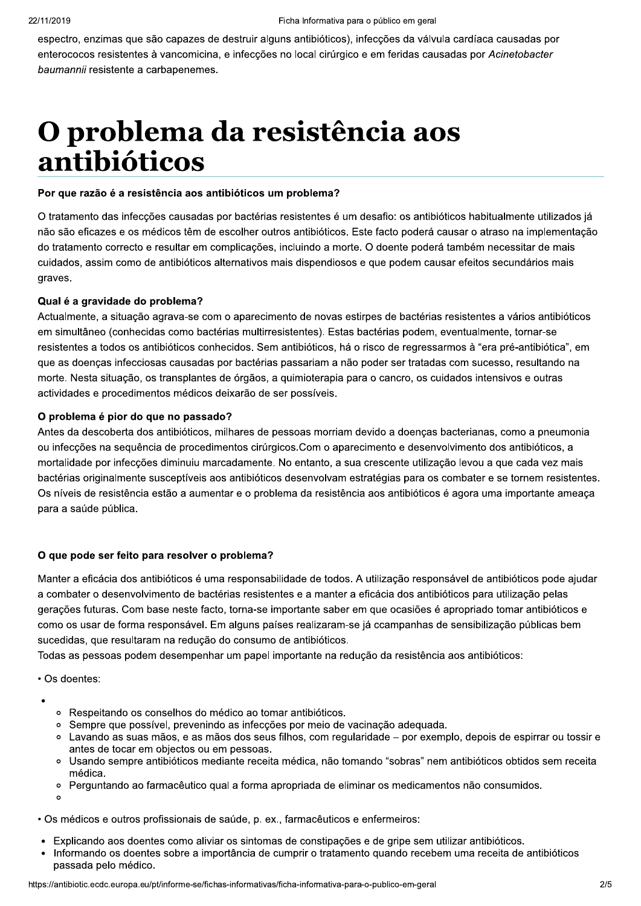espectro, enzimas que são capazes de destruir alguns antibióticos), infecções da válvula cardíaca causadas por enterococos resistentes à vancomicina, e infecções no local cirúrgico e em feridas causadas por *Acinetobacter baumannii* resistente a carbapenemes.

# O problema da resistência aos antibióticos

**Por que razão é a resistência aos antibióticos um problema?**

O tratamento das infecções causadas por bactérias resistentes é um desafio: os antibióticos habitualmente utilizados já não são eficazes e os médicos têm de escolher outros antibióticos. Este facto poderá causar o atraso na implementação do tratamento correcto e resultar em complicações, incluindo a morte. O doente poderá também necessitar de mais cuidados, assim como de antibióticos alternativos mais dispendiosos e que podem causar efeitos secundários mais graves.

**Qual é a gravidade do problema?**

Actualmente, a situação agrava-se com o aparecimento de novas estirpes de bactérias resistentes a vários antibióticos em simultâneo (conhecidas como bactérias multirresistentes). Estas bactérias podem, eventualmente, tornar-se resistentes a todos os antibióticos conhecidos. Sem antibióticos, há o risco de regressarmos à "era pré-antibiótica", em que as doenças infecciosas causadas por bactérias passariam a não poder ser tratadas com sucesso, resultando na morte. Nesta situação, os transplantes de órgãos, a quimioterapia para o cancro, os cuidados intensivos e outras actividades e procedimentos médicos deixarão de ser possíveis.

**O problema é pior do que no passado?**

Antes da descoberta dos antibióticos, milhares de pessoas morriam devido a doenças bacterianas, como a pneumonia ou infecções na sequência de procedimentos cirúrgicos.Com o aparecimento e desenvolvimento dos antibióticos, a mortalidade por infecções diminuiu marcadamente. No entanto, a sua crescente utilização levou a que cada vez mais bactérias originalmente susceptíveis aos antibióticos desenvolvam estratégias para os combater e se tornem resistentes. Os níveis de resistência estão a aumentar e o problema da resistência aos antibióticos é agora uma importante ameaça para a saúde pública.

**O que pode ser feito para resolver o problema?**

Manter a eficácia dos antibióticos é uma responsabilidade de todos. A utilização responsável de antibióticos pode ajudar a combater o desenvolvimento de bactérias resistentes e a manter a eficácia dos antibióticos para utilização pelas gerações futuras. Com base neste facto, torna-se importante saber em que ocasiões é apropriado tomar antibióticos e como os usar de forma responsável. Em alguns países realizaram-se já ccampanhas de sensibilização públicas bem sucedidas, que resultaram na redução do consumo de antibióticos.
Todas as pessoas podem desempenhar um papel importante na redução da resistência aos antibióticos:

• Os doentes:

- Respeitando os conselhos do médico ao tomar antibióticos.
- Sempre que possível, prevenindo as infecções por meio de vacinação adequada.
- Lavando as suas mãos, e as mãos dos seus filhos, com regularidade – por exemplo, depois de espirrar ou tossir e antes de tocar em objectos ou em pessoas.
- Usando sempre antibióticos mediante receita médica, não tomando "sobras" nem antibióticos obtidos sem receita médica.
- Perguntando ao farmacêutico qual a forma apropriada de eliminar os medicamentos não consumidos.

• Os médicos e outros profissionais de saúde, p. ex., farmacêuticos e enfermeiros:

- Explicando aos doentes como aliviar os sintomas de constipações e de gripe sem utilizar antibióticos.
- Informando os doentes sobre a importância de cumprir o tratamento quando recebem uma receita de antibióticos passada pelo médico.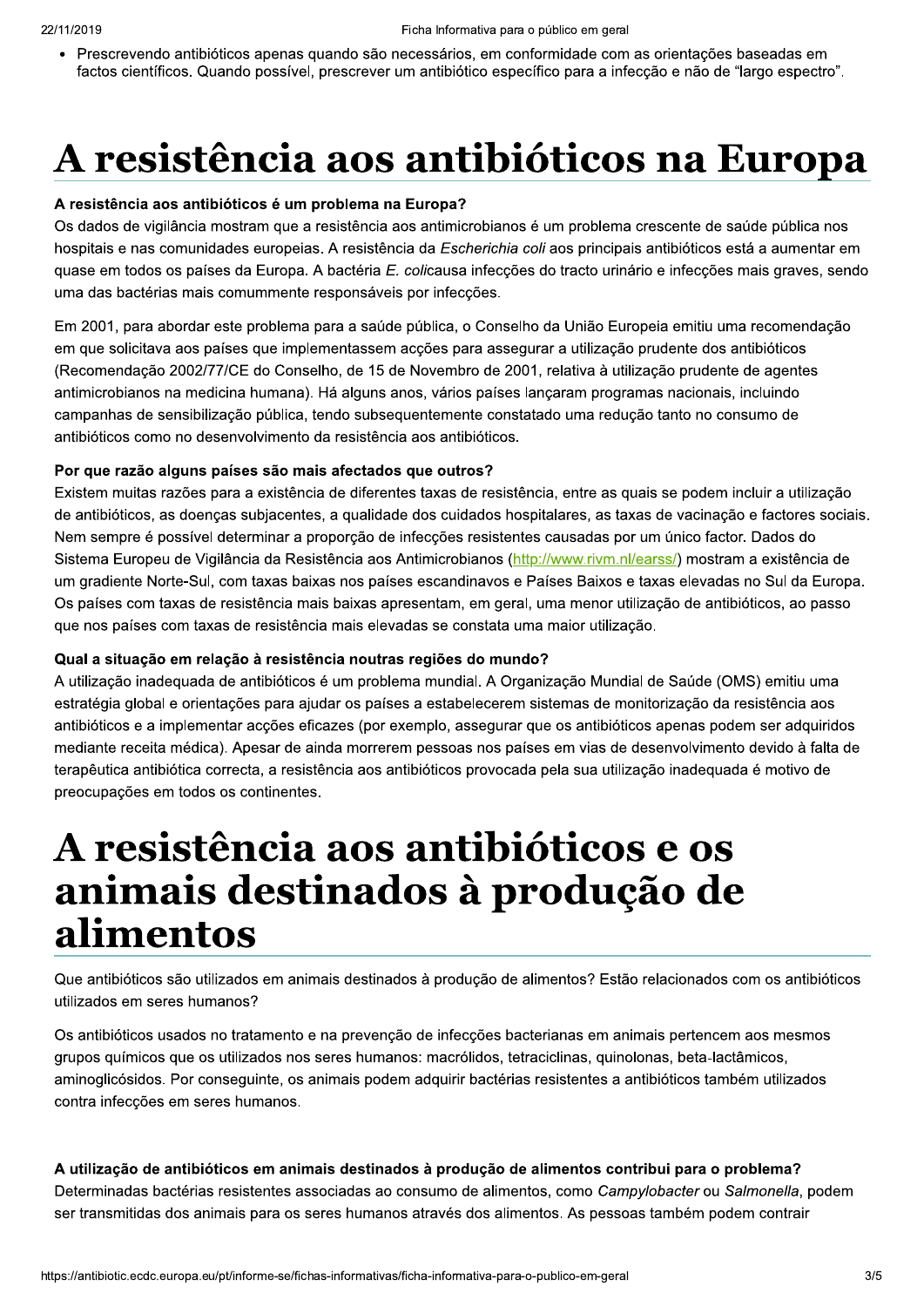- Prescrevendo antibióticos apenas quando são necessários, em conformidade com as orientações baseadas em factos científicos. Quando possível, prescrever um antibiótico específico para a infecção e não de "largo espectro".

# A resistência aos antibióticos na Europa

**A resistência aos antibióticos é um problema na Europa?**
Os dados de vigilância mostram que a resistência aos antimicrobianos é um problema crescente de saúde pública nos hospitais e nas comunidades europeias. A resistência da *Escherichia coli* aos principais antibióticos está a aumentar em quase em todos os países da Europa. A bactéria *E. coli*causa infecções do tracto urinário e infecções mais graves, sendo uma das bactérias mais comummente responsáveis por infecções.

Em 2001, para abordar este problema para a saúde pública, o Conselho da União Europeia emitiu uma recomendação em que solicitava aos países que implementassem acções para assegurar a utilização prudente dos antibióticos (Recomendação 2002/77/CE do Conselho, de 15 de Novembro de 2001, relativa à utilização prudente de agentes antimicrobianos na medicina humana). Há alguns anos, vários países lançaram programas nacionais, incluindo campanhas de sensibilização pública, tendo subsequentemente constatado uma redução tanto no consumo de antibióticos como no desenvolvimento da resistência aos antibióticos.

**Por que razão alguns países são mais afectados que outros?**
Existem muitas razões para a existência de diferentes taxas de resistência, entre as quais se podem incluir a utilização de antibióticos, as doenças subjacentes, a qualidade dos cuidados hospitalares, as taxas de vacinação e factores sociais. Nem sempre é possível determinar a proporção de infecções resistentes causadas por um único factor. Dados do Sistema Europeu de Vigilância da Resistência aos Antimicrobianos (http://www.rivm.nl/earss/) mostram a existência de um gradiente Norte-Sul, com taxas baixas nos países escandinavos e Países Baixos e taxas elevadas no Sul da Europa. Os países com taxas de resistência mais baixas apresentam, em geral, uma menor utilização de antibióticos, ao passo que nos países com taxas de resistência mais elevadas se constata uma maior utilização.

**Qual a situação em relação à resistência noutras regiões do mundo?**
A utilização inadequada de antibióticos é um problema mundial. A Organização Mundial de Saúde (OMS) emitiu uma estratégia global e orientações para ajudar os países a estabelecerem sistemas de monitorização da resistência aos antibióticos e a implementar acções eficazes (por exemplo, assegurar que os antibióticos apenas podem ser adquiridos mediante receita médica). Apesar de ainda morrerem pessoas nos países em vias de desenvolvimento devido à falta de terapêutica antibiótica correcta, a resistência aos antibióticos provocada pela sua utilização inadequada é motivo de preocupações em todos os continentes.

# A resistência aos antibióticos e os animais destinados à produção de alimentos

Que antibióticos são utilizados em animais destinados à produção de alimentos? Estão relacionados com os antibióticos utilizados em seres humanos?

Os antibióticos usados no tratamento e na prevenção de infecções bacterianas em animais pertencem aos mesmos grupos químicos que os utilizados nos seres humanos: macrólidos, tetraciclinas, quinolonas, beta-lactâmicos, aminoglicósidos. Por conseguinte, os animais podem adquirir bactérias resistentes a antibióticos também utilizados contra infecções em seres humanos.

**A utilização de antibióticos em animais destinados à produção de alimentos contribui para o problema?**
Determinadas bactérias resistentes associadas ao consumo de alimentos, como *Campylobacter* ou *Salmonella*, podem ser transmitidas dos animais para os seres humanos através dos alimentos. As pessoas também podem contrair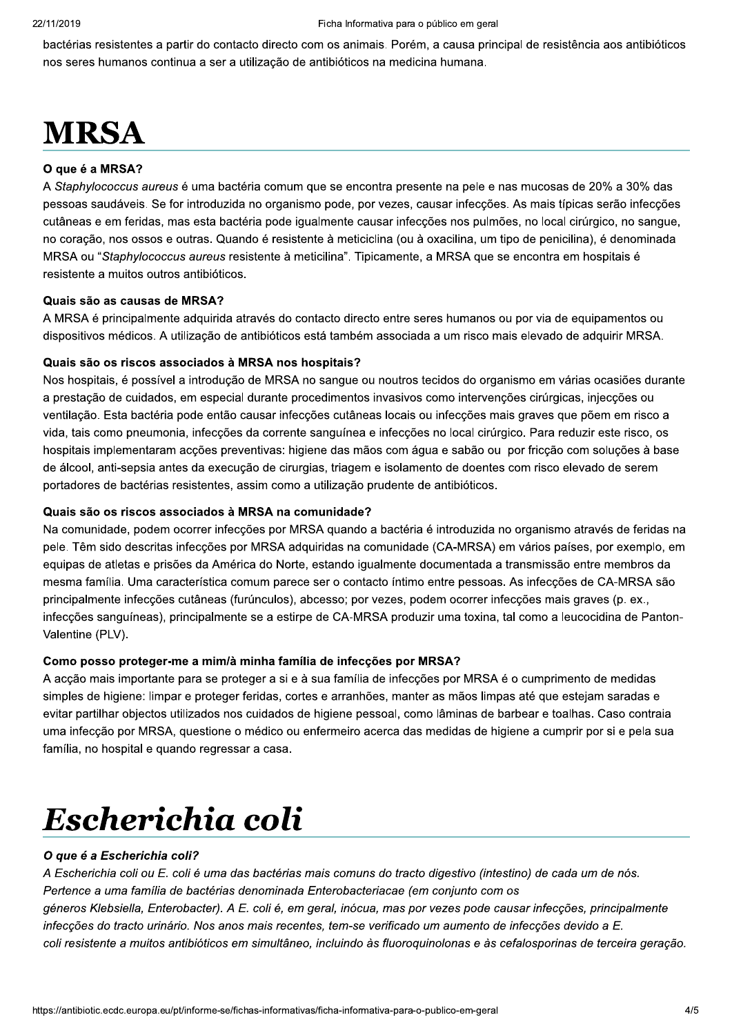bactérias resistentes a partir do contacto directo com os animais. Porém, a causa principal de resistência aos antibióticos nos seres humanos continua a ser a utilização de antibióticos na medicina humana.

# MRSA

#### O que é a MRSA?

A *Staphylococcus aureus* é uma bactéria comum que se encontra presente na pele e nas mucosas de 20% a 30% das pessoas saudáveis. Se for introduzida no organismo pode, por vezes, causar infecções. As mais típicas serão infecções cutâneas e em feridas, mas esta bactéria pode igualmente causar infecções nos pulmões, no local cirúrgico, no sangue, no coração, nos ossos e outras. Quando é resistente à meticiclina (ou à oxacilina, um tipo de penicilina), é denominada MRSA ou "*Staphylococcus aureus* resistente à meticilina". Tipicamente, a MRSA que se encontra em hospitais é resistente a muitos outros antibióticos.

#### Quais são as causas de MRSA?

A MRSA é principalmente adquirida através do contacto directo entre seres humanos ou por via de equipamentos ou dispositivos médicos. A utilização de antibióticos está também associada a um risco mais elevado de adquirir MRSA.

#### Quais são os riscos associados à MRSA nos hospitais?

Nos hospitais, é possível a introdução de MRSA no sangue ou noutros tecidos do organismo em várias ocasiões durante a prestação de cuidados, em especial durante procedimentos invasivos como intervenções cirúrgicas, injecções ou ventilação. Esta bactéria pode então causar infecções cutâneas locais ou infecções mais graves que põem em risco a vida, tais como pneumonia, infecções da corrente sanguínea e infecções no local cirúrgico. Para reduzir este risco, os hospitais implementaram acções preventivas: higiene das mãos com água e sabão ou por fricção com soluções à base de álcool, anti-sepsia antes da execução de cirurgias, triagem e isolamento de doentes com risco elevado de serem portadores de bactérias resistentes, assim como a utilização prudente de antibióticos.

#### Quais são os riscos associados à MRSA na comunidade?

Na comunidade, podem ocorrer infecções por MRSA quando a bactéria é introduzida no organismo através de feridas na pele. Têm sido descritas infecções por MRSA adquiridas na comunidade (CA-MRSA) em vários países, por exemplo, em equipas de atletas e prisões da América do Norte, estando igualmente documentada a transmissão entre membros da mesma família. Uma característica comum parece ser o contacto íntimo entre pessoas. As infecções de CA-MRSA são principalmente infecções cutâneas (furúnculos), abcesso; por vezes, podem ocorrer infecções mais graves (p. ex., infecções sanguíneas), principalmente se a estirpe de CA-MRSA produzir uma toxina, tal como a leucocidina de Panton-Valentine (PLV).

#### Como posso proteger-me a mim/à minha família de infecções por MRSA?

A acção mais importante para se proteger a si e à sua família de infecções por MRSA é o cumprimento de medidas simples de higiene: limpar e proteger feridas, cortes e arranhões, manter as mãos limpas até que estejam saradas e evitar partilhar objectos utilizados nos cuidados de higiene pessoal, como lâminas de barbear e toalhas. Caso contraia uma infecção por MRSA, questione o médico ou enfermeiro acerca das medidas de higiene a cumprir por si e pela sua família, no hospital e quando regressar a casa.

# *Escherichia coli*

#### *O que é a Escherichia coli?*

*A Escherichia coli ou E. coli é uma das bactérias mais comuns do tracto digestivo (intestino) de cada um de nós. Pertence a uma família de bactérias denominada Enterobacteriaceae (em conjunto com os géneros Klebsiella, Enterobacter). A E. coli é, em geral, inócua, mas por vezes pode causar infecções, principalmente infecções do tracto urinário. Nos anos mais recentes, tem-se verificado um aumento de infecções devido a E. coli resistente a muitos antibióticos em simultâneo, incluindo às fluoroquinolonas e às cefalosporinas de terceira geração.*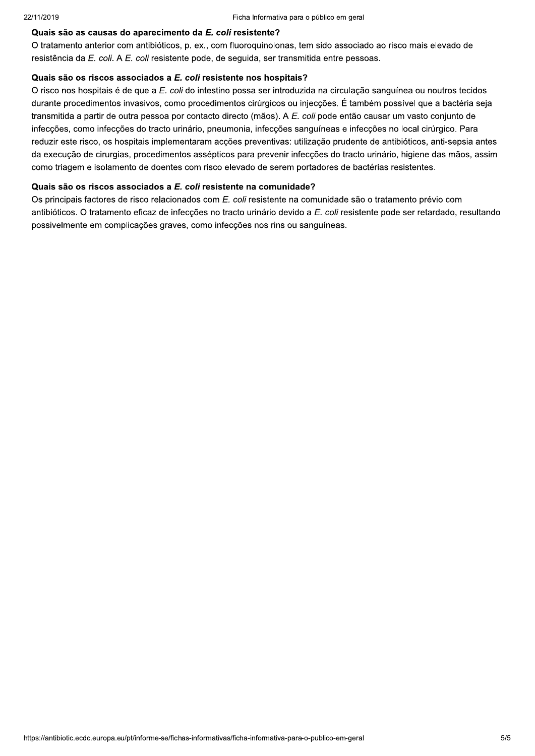### Quais são as causas do aparecimento da *E. coli* resistente?

O tratamento anterior com antibióticos, p. ex., com fluoroquinolonas, tem sido associado ao risco mais elevado de resistência da *E. coli*. A *E. coli* resistente pode, de seguida, ser transmitida entre pessoas.

### Quais são os riscos associados a *E. coli* resistente nos hospitais?

O risco nos hospitais é de que a *E. coli* do intestino possa ser introduzida na circulação sanguínea ou noutros tecidos durante procedimentos invasivos, como procedimentos cirúrgicos ou injecções. É também possível que a bactéria seja transmitida a partir de outra pessoa por contacto directo (mãos). A *E. coli* pode então causar um vasto conjunto de infecções, como infecções do tracto urinário, pneumonia, infecções sanguíneas e infecções no local cirúrgico. Para reduzir este risco, os hospitais implementaram acções preventivas: utilização prudente de antibióticos, anti-sepsia antes da execução de cirurgias, procedimentos assépticos para prevenir infecções do tracto urinário, higiene das mãos, assim como triagem e isolamento de doentes com risco elevado de serem portadores de bactérias resistentes.

### Quais são os riscos associados a *E. coli* resistente na comunidade?

Os principais factores de risco relacionados com *E. coli* resistente na comunidade são o tratamento prévio com antibióticos. O tratamento eficaz de infecções no tracto urinário devido a *E. coli* resistente pode ser retardado, resultando possivelmente em complicações graves, como infecções nos rins ou sanguíneas.